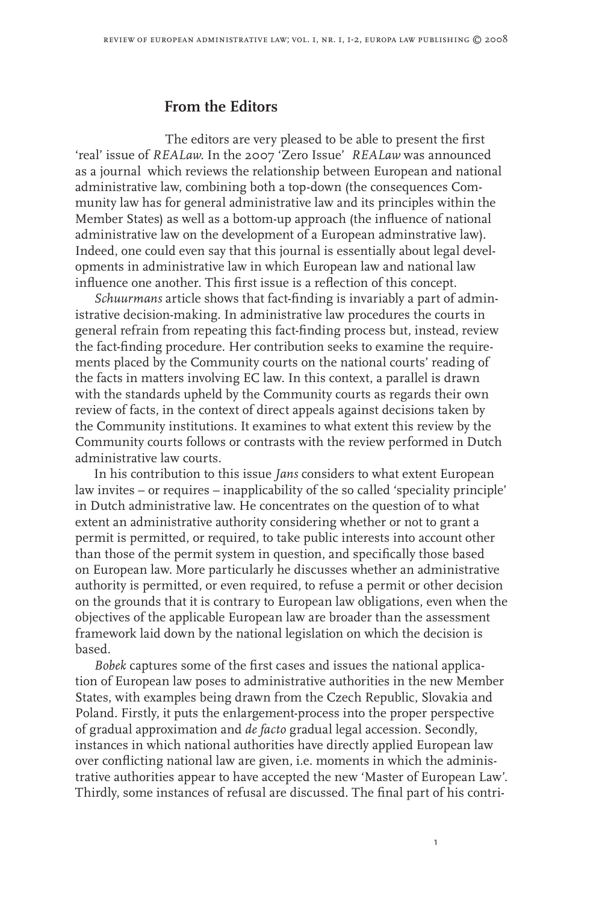## From the Editors

The editors are very pleased to be able to present the first 'real' issue of *REALaw*. In the 2007 'Zero Issue' *REALaw* was announced as a journal which reviews the relationship between European and national administrative law, combining both a top-down (the consequences Community law has for general administrative law and its principles within the Member States) as well as a bottom-up approach (the influence of national administrative law on the development of a European adminstrative law). Indeed, one could even say that this journal is essentially about legal developments in administrative law in which European law and national law influence one another. This first issue is a reflection of this concept.

*Schuurmans* article shows that fact-finding is invariably a part of administrative decision-making. In administrative law procedures the courts in general refrain from repeating this fact-finding process but, instead, review the fact-finding procedure. Her contribution seeks to examine the requirements placed by the Community courts on the national courts' reading of the facts in matters involving EC law. In this context, a parallel is drawn with the standards upheld by the Community courts as regards their own review of facts, in the context of direct appeals against decisions taken by the Community institutions. It examines to what extent this review by the Community courts follows or contrasts with the review performed in Dutch administrative law courts.

In his contribution to this issue *Jans* considers to what extent European law invites – or requires – inapplicability of the so called 'speciality principle' in Dutch administrative law. He concentrates on the question of to what extent an administrative authority considering whether or not to grant a permit is permitted, or required, to take public interests into account other than those of the permit system in question, and specifically those based on European law. More particularly he discusses whether an administrative authority is permitted, or even required, to refuse a permit or other decision on the grounds that it is contrary to European law obligations, even when the objectives of the applicable European law are broader than the assessment framework laid down by the national legislation on which the decision is based.

*Bobek* captures some of the first cases and issues the national application of European law poses to administrative authorities in the new Member States, with examples being drawn from the Czech Republic, Slovakia and Poland. Firstly, it puts the enlargement-process into the proper perspective of gradual approximation and *de facto* gradual legal accession. Secondly, instances in which national authorities have directly applied European law over conflicting national law are given, i.e. moments in which the administrative authorities appear to have accepted the new 'Master of European Law'. Thirdly, some instances of refusal are discussed. The final part of his contri-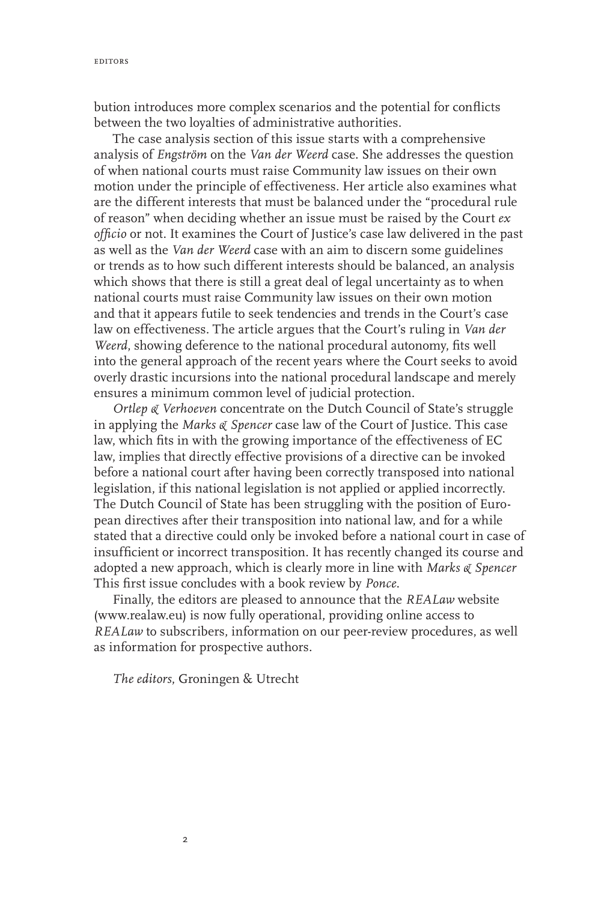bution introduces more complex scenarios and the potential for conflicts between the two loyalties of administrative authorities.

The case analysis section of this issue starts with a comprehensive analysis of *Engström* on the *Van der Weerd* case. She addresses the question of when national courts must raise Community law issues on their own motion under the principle of effectiveness. Her article also examines what are the different interests that must be balanced under the "procedural rule of reason" when deciding whether an issue must be raised by the Court *ex officio* or not. It examines the Court of Justice's case law delivered in the past as well as the *Van der Weerd* case with an aim to discern some guidelines or trends as to how such different interests should be balanced, an analysis which shows that there is still a great deal of legal uncertainty as to when national courts must raise Community law issues on their own motion and that it appears futile to seek tendencies and trends in the Court's case law on effectiveness. The article argues that the Court's ruling in *Van der Weerd*, showing deference to the national procedural autonomy, fits well into the general approach of the recent years where the Court seeks to avoid overly drastic incursions into the national procedural landscape and merely ensures a minimum common level of judicial protection.

*Ortlep & Verhoeven* concentrate on the Dutch Council of State's struggle in applying the *Marks & Spencer* case law of the Court of Justice. This case law, which fits in with the growing importance of the effectiveness of EC law, implies that directly effective provisions of a directive can be invoked before a national court after having been correctly transposed into national legislation, if this national legislation is not applied or applied incorrectly. The Dutch Council of State has been struggling with the position of European directives after their transposition into national law, and for a while stated that a directive could only be invoked before a national court in case of insufficient or incorrect transposition. It has recently changed its course and adopted a new approach, which is clearly more in line with *Marks & Spencer* This first issue concludes with a book review by *Ponce*.

Finally, the editors are pleased to announce that the *REALaw* website (www.realaw.eu) is now fully operational, providing online access to *REALaw* to subscribers, information on our peer-review procedures, as well as information for prospective authors.

*The editors*, Groningen & Utrecht